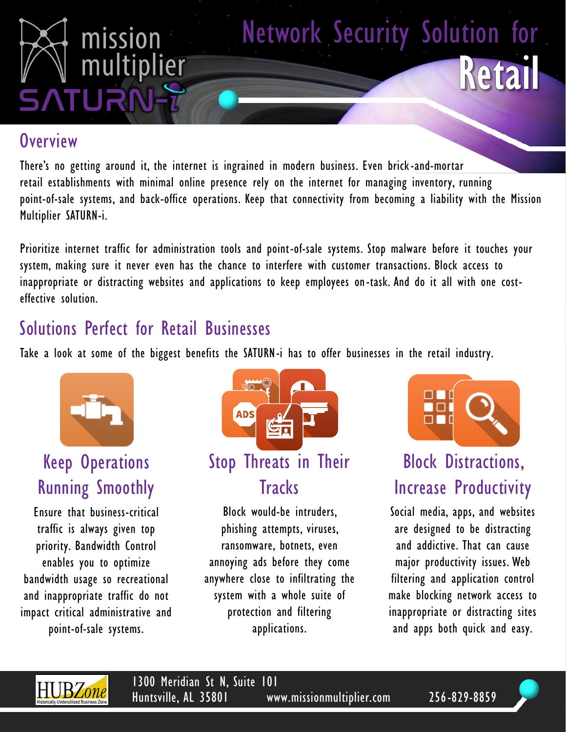mission multiplier

SATURN-i

# Network Security Solution for Retail

## Overview

There's no getting around it, the internet is ingrained in modern business. Even brick-and-mortar retail establishments with minimal online presence rely on the internet for managing inventory, running point-of-sale systems, and back-office operations. Keep that connectivity from becoming a liability with the Mission Multiplier SATURN-i.

Prioritize internet traffic for administration tools and point-of-sale systems. Stop malware before it touches your system, making sure it never even has the chance to interfere with customer transactions. Block access to inappropriate or distracting websites and applications to keep employees on-task. And do it all with one cost-effective solution.

## Solutions Perfect for Retail Businesses

Take a look at some of the biggest benefits the SATURN-i has to offer businesses in the retail industry.

### Keep Operations Running Smoothly

Ensure that business-critical traffic is always given top priority. Bandwidth Control enables you to optimize bandwidth usage so recreational and inappropriate traffic do not impact critical administrative and point-of-sale systems.

### Stop Threats in Their Tracks

Block would-be intruders, phishing attempts, viruses, ransomware, botnets, even annoying ads before they come anywhere close to infiltrating the system with a whole suite of protection and filtering applications.

### Block Distractions, Increase Productivity

Social media, apps, and websites are designed to be distracting and addictive. That can cause major productivity issues. Web filtering and application control make blocking network access to inappropriate or distracting sites and apps both quick and easy.

HUBZone Historically Underutilized Business Zone

1300 Meridian St N, Suite 101
Huntsville, AL 35801 www.missionmultiplier.com 256-829-8859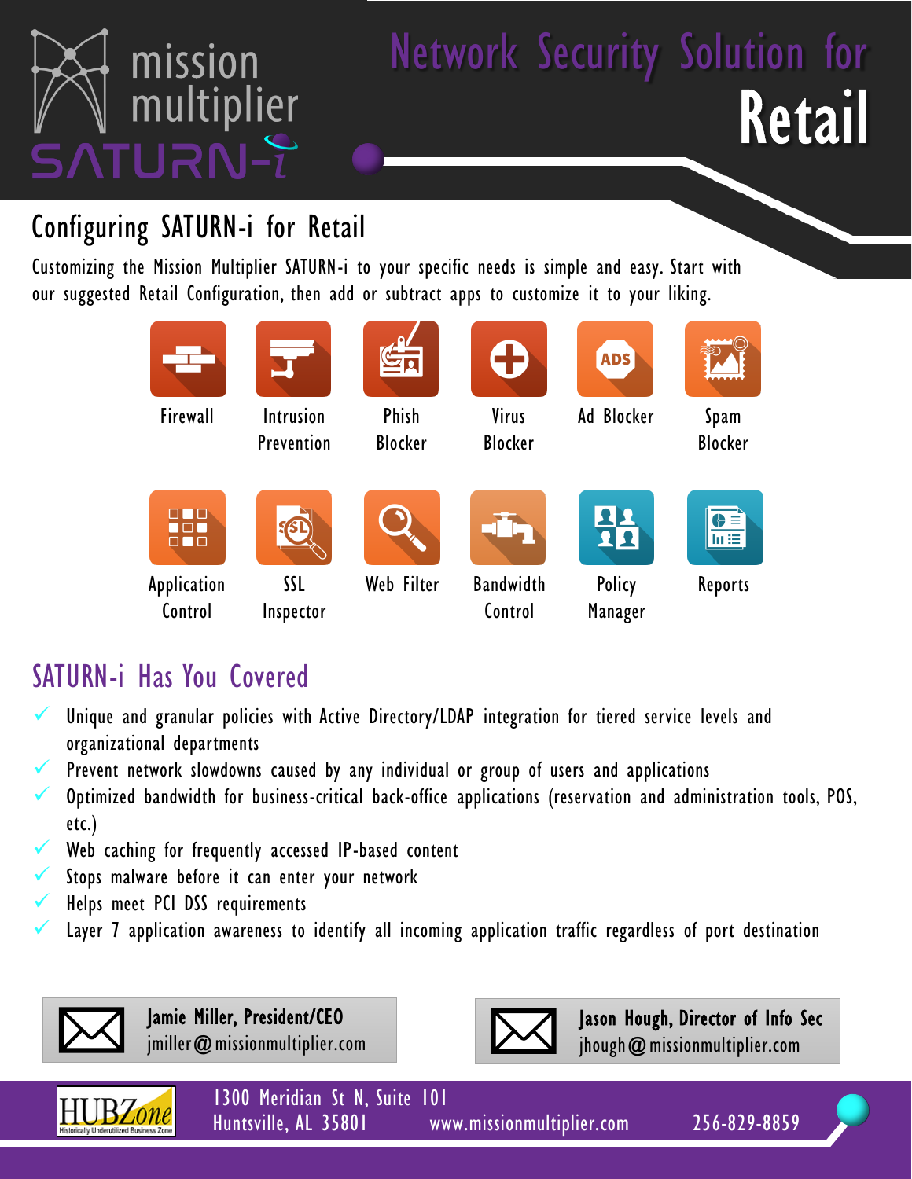mission multiplier

SATURN-i

# Network Security Solution for Retail

## Configuring SATURN-i for Retail

Customizing the Mission Multiplier SATURN-i to your specific needs is simple and easy. Start with our suggested Retail Configuration, then add or subtract apps to customize it to your liking.

Firewall

Intrusion Prevention

Phish Blocker

Virus Blocker

Ad Blocker

Spam Blocker

Application Control

SSL Inspector

Web Filter

Bandwidth Control

Policy Manager

Reports

## SATURN-i Has You Covered

- Unique and granular policies with Active Directory/LDAP integration for tiered service levels and organizational departments
- Prevent network slowdowns caused by any individual or group of users and applications
- Optimized bandwidth for business-critical back-office applications (reservation and administration tools, POS, etc.)
- Web caching for frequently accessed IP-based content
- Stops malware before it can enter your network
- Helps meet PCI DSS requirements
- Layer 7 application awareness to identify all incoming application traffic regardless of port destination

**Jamie Miller, President/CEO**
jmiller@missionmultiplier.com

**Jason Hough, Director of Info Sec**
jhough@missionmultiplier.com

HUBZone – Historically Underutilized Business Zone

1300 Meridian St N, Suite 101
Huntsville, AL 35801

www.missionmultiplier.com

256-829-8859